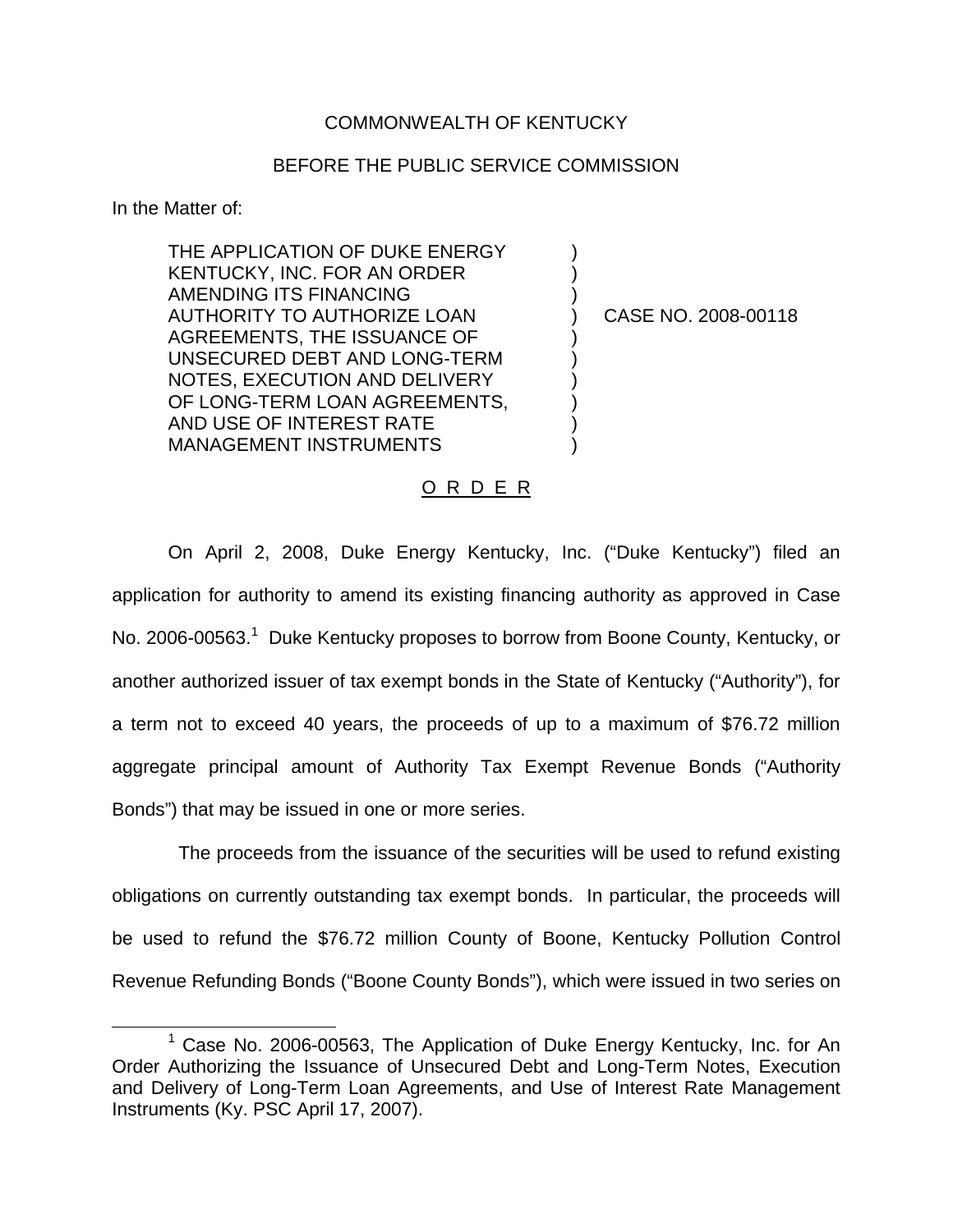COMMONWEALTH OF KENTUCKY

BEFORE THE PUBLIC SERVICE COMMISSION

In the Matter of:

THE APPLICATION OF DUKE ENERGY KENTUCKY, INC. FOR AN ORDER AMENDING ITS FINANCING AUTHORITY TO AUTHORIZE LOAN AGREEMENTS, THE ISSUANCE OF UNSECURED DEBT AND LONG-TERM NOTES, EXECUTION AND DELIVERY OF LONG-TERM LOAN AGREEMENTS, AND USE OF INTEREST RATE MANAGEMENT INSTRUMENTS ) CASE NO. 2008-00118

O R D E R

On April 2, 2008, Duke Energy Kentucky, Inc. ("Duke Kentucky") filed an application for authority to amend its existing financing authority as approved in Case No. 2006-00563.[1] Duke Kentucky proposes to borrow from Boone County, Kentucky, or another authorized issuer of tax exempt bonds in the State of Kentucky ("Authority"), for a term not to exceed 40 years, the proceeds of up to a maximum of $76.72 million aggregate principal amount of Authority Tax Exempt Revenue Bonds ("Authority Bonds") that may be issued in one or more series.

The proceeds from the issuance of the securities will be used to refund existing obligations on currently outstanding tax exempt bonds. In particular, the proceeds will be used to refund the $76.72 million County of Boone, Kentucky Pollution Control Revenue Refunding Bonds ("Boone County Bonds"), which were issued in two series on

[1] Case No. 2006-00563, The Application of Duke Energy Kentucky, Inc. for An Order Authorizing the Issuance of Unsecured Debt and Long-Term Notes, Execution and Delivery of Long-Term Loan Agreements, and Use of Interest Rate Management Instruments (Ky. PSC April 17, 2007).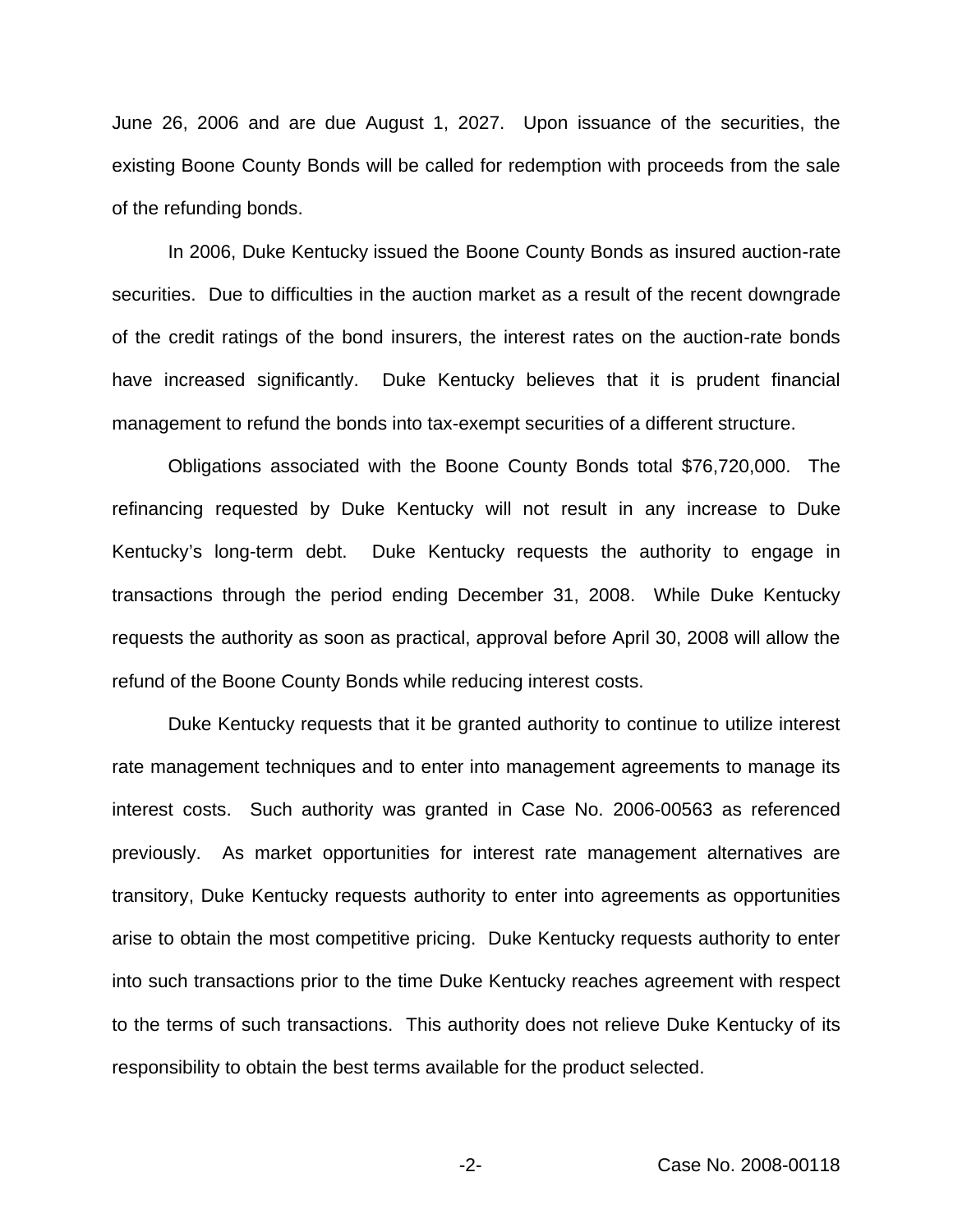June 26, 2006 and are due August 1, 2027. Upon issuance of the securities, the existing Boone County Bonds will be called for redemption with proceeds from the sale of the refunding bonds.

In 2006, Duke Kentucky issued the Boone County Bonds as insured auction-rate securities. Due to difficulties in the auction market as a result of the recent downgrade of the credit ratings of the bond insurers, the interest rates on the auction-rate bonds have increased significantly. Duke Kentucky believes that it is prudent financial management to refund the bonds into tax-exempt securities of a different structure.

Obligations associated with the Boone County Bonds total $76,720,000. The refinancing requested by Duke Kentucky will not result in any increase to Duke Kentucky's long-term debt. Duke Kentucky requests the authority to engage in transactions through the period ending December 31, 2008. While Duke Kentucky requests the authority as soon as practical, approval before April 30, 2008 will allow the refund of the Boone County Bonds while reducing interest costs.

Duke Kentucky requests that it be granted authority to continue to utilize interest rate management techniques and to enter into management agreements to manage its interest costs. Such authority was granted in Case No. 2006-00563 as referenced previously. As market opportunities for interest rate management alternatives are transitory, Duke Kentucky requests authority to enter into agreements as opportunities arise to obtain the most competitive pricing. Duke Kentucky requests authority to enter into such transactions prior to the time Duke Kentucky reaches agreement with respect to the terms of such transactions. This authority does not relieve Duke Kentucky of its responsibility to obtain the best terms available for the product selected.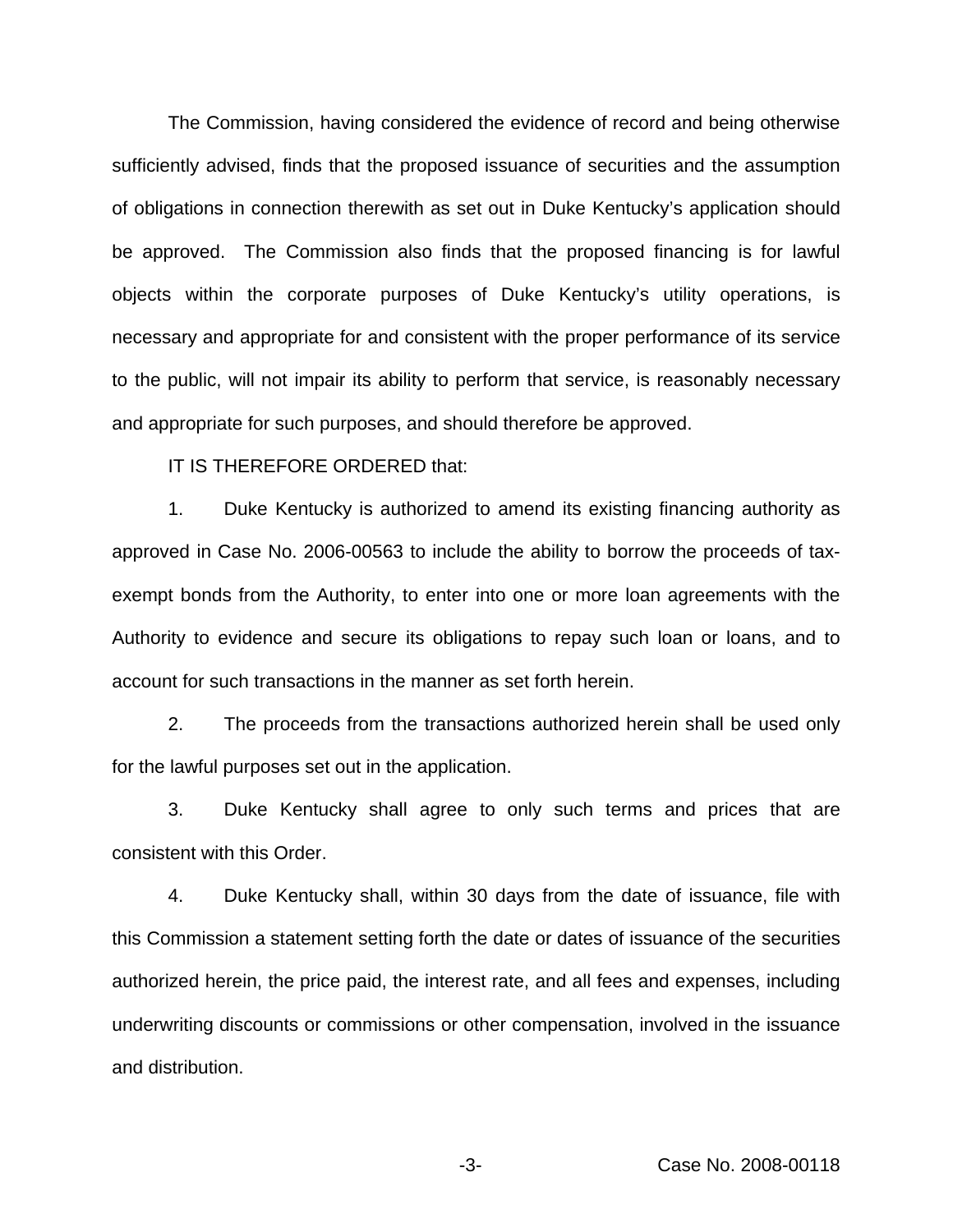The Commission, having considered the evidence of record and being otherwise sufficiently advised, finds that the proposed issuance of securities and the assumption of obligations in connection therewith as set out in Duke Kentucky's application should be approved. The Commission also finds that the proposed financing is for lawful objects within the corporate purposes of Duke Kentucky's utility operations, is necessary and appropriate for and consistent with the proper performance of its service to the public, will not impair its ability to perform that service, is reasonably necessary and appropriate for such purposes, and should therefore be approved.

IT IS THEREFORE ORDERED that:

1. Duke Kentucky is authorized to amend its existing financing authority as approved in Case No. 2006-00563 to include the ability to borrow the proceeds of tax-exempt bonds from the Authority, to enter into one or more loan agreements with the Authority to evidence and secure its obligations to repay such loan or loans, and to account for such transactions in the manner as set forth herein.

2. The proceeds from the transactions authorized herein shall be used only for the lawful purposes set out in the application.

3. Duke Kentucky shall agree to only such terms and prices that are consistent with this Order.

4. Duke Kentucky shall, within 30 days from the date of issuance, file with this Commission a statement setting forth the date or dates of issuance of the securities authorized herein, the price paid, the interest rate, and all fees and expenses, including underwriting discounts or commissions or other compensation, involved in the issuance and distribution.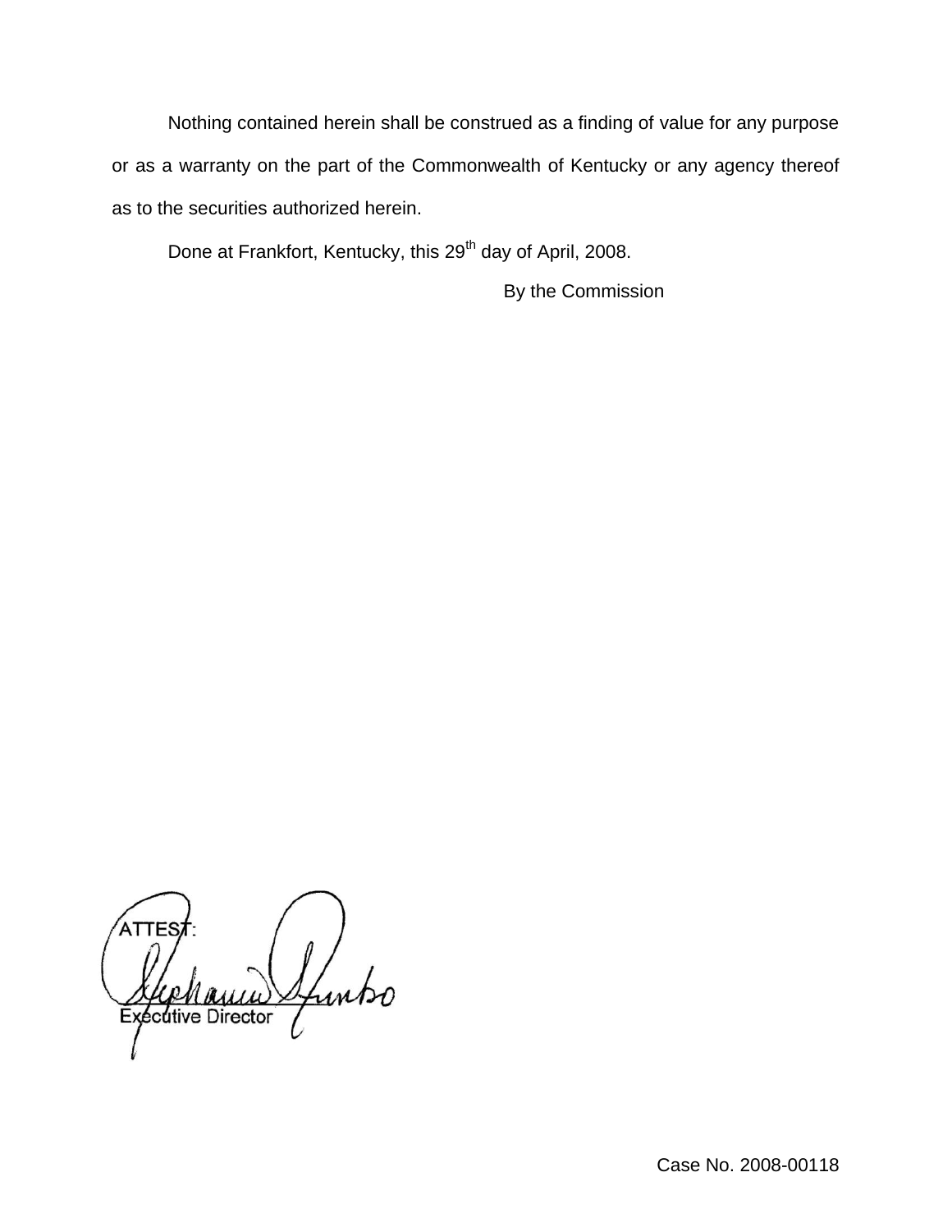Nothing contained herein shall be construed as a finding of value for any purpose or as a warranty on the part of the Commonwealth of Kentucky or any agency thereof as to the securities authorized herein.

Done at Frankfort, Kentucky, this 29th day of April, 2008.

By the Commission

ATTEST:

Executive Director

Case No. 2008-00118